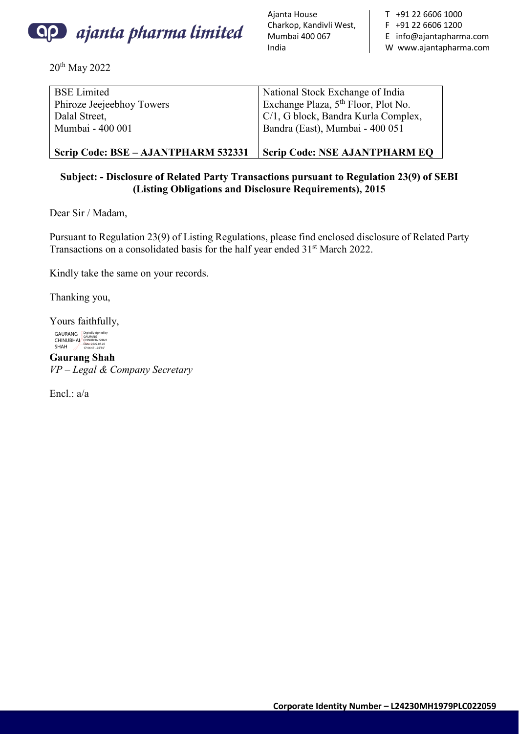**ajanta pharma limited**

Ajanta House
Charkop, Kandivli West,
Mumbai 400 067
India

T +91 22 6606 1000
F +91 22 6606 1200
E info@ajantapharma.com
W www.ajantapharma.com

20th May 2022

| BSE Limited<br>Phiroze Jeejeebhoy Towers<br>Dalal Street,<br>Mumbai - 400 001 | National Stock Exchange of India<br>Exchange Plaza, 5th Floor, Plot No.<br>C/1, G block, Bandra Kurla Complex,<br>Bandra (East), Mumbai - 400 051 |
|---|---|
| **Scrip Code: BSE – AJANTPHARM 532331** | **Scrip Code: NSE AJANTPHARM EQ** |

**Subject: - Disclosure of Related Party Transactions pursuant to Regulation 23(9) of SEBI (Listing Obligations and Disclosure Requirements), 2015**

Dear Sir / Madam,

Pursuant to Regulation 23(9) of Listing Regulations, please find enclosed disclosure of Related Party Transactions on a consolidated basis for the half year ended 31st March 2022.

Kindly take the same on your records.

Thanking you,

Yours faithfully,

GAURANG CHINUBHAI SHAH
Digitally signed by GAURANG CHINUBHAI SHAH
Date: 2022.05.20 17:46:47 +05'30'

**Gaurang Shah**
*VP – Legal & Company Secretary*

Encl.: a/a

**Corporate Identity Number – L24230MH1979PLC022059**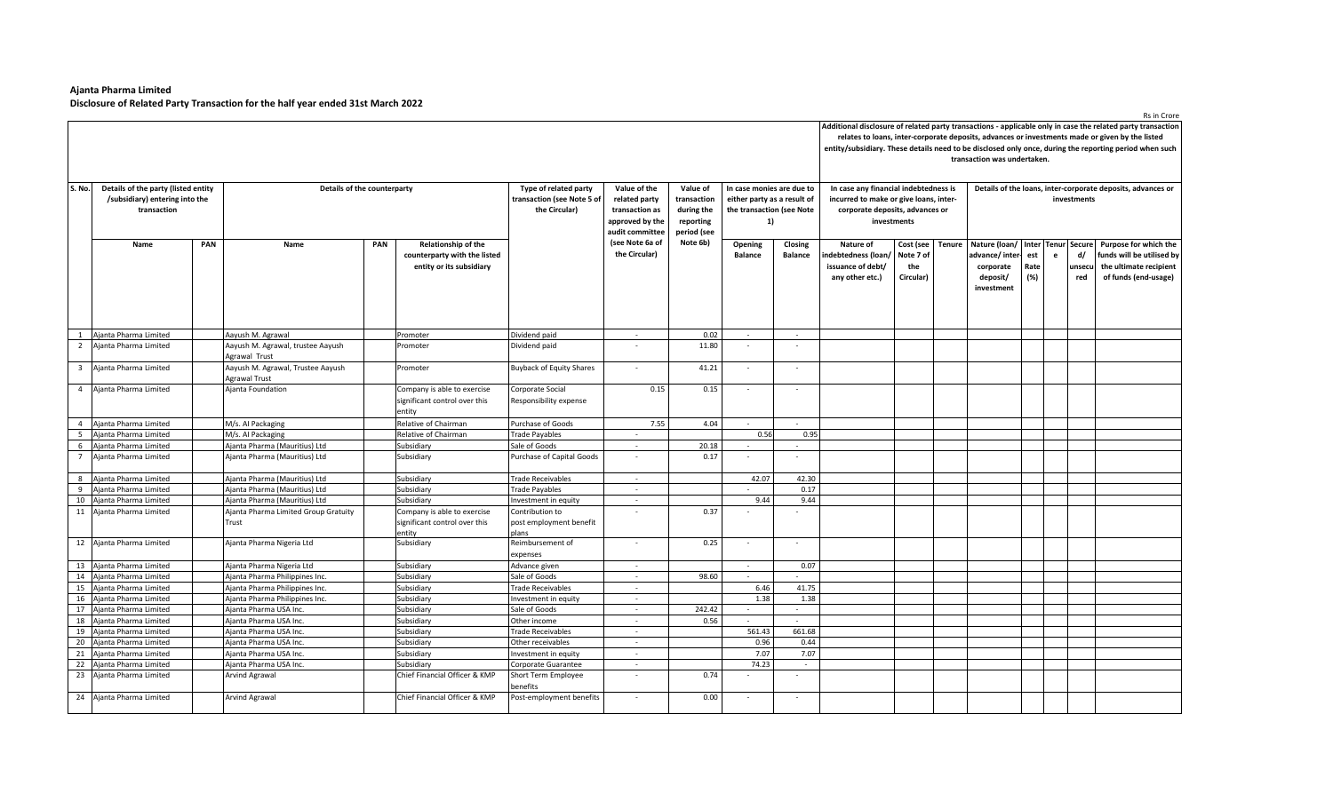**Ajanta Pharma Limited**
**Disclosure of Related Party Transaction for the half year ended 31st March 2022**

Rs in Crore

| S. No. | Details of the party (listed entity /(subsidiary) entering into the transaction | | Details of the counterparty | | | Type of related party transaction (see Note 5 of the Circular) | Value of the related party transaction as approved by the audit committee (see Note 6a of the Circular) | Value of transaction during the reporting period (see Note 6b) | In case monies are due to either party as a result of the transaction (see Note 1) | | Additional disclosure of related party transactions - applicable only in case the related party transaction relates to loans, inter-corporate deposits, advances or investments made or given by the listed entity/subsidiary. These details need to be disclosed only once, during the reporting period when such transaction was undertaken. In case any financial indebtedness is incurred to make or give loans, inter-corporate deposits, advances or investments | | | Details of the loans, inter-corporate deposits, advances or investments | | | | |
|---|---|---|---|---|---|---|---|---|---|---|---|---|---|---|---|---|---|---|
| | Name | PAN | Name | PAN | Relationship of the counterparty with the listed entity or its subsidiary | | | | Opening Balance | Closing Balance | Nature of indebtedness (loan/ issuance of debt/ any other etc.) | Cost (see Note 7 of the Circular) | Tenure | Nature (loan/ advance/ inter-corporate deposit/ investment | Interest Rate (%) | Tenure | Secured/ unsecured | Purpose for which the funds will be utilised by the ultimate recipient of funds (end-usage) |
| 1 | Ajanta Pharma Limited | | Aayush M. Agrawal | | Promoter | Dividend paid | - | 0.02 | - | - | | | | | | | | |
| 2 | Ajanta Pharma Limited | | Aayush M. Agrawal, trustee Aayush Agrawal Trust | | Promoter | Dividend paid | - | 11.80 | - | - | | | | | | | | |
| 3 | Ajanta Pharma Limited | | Aayush M. Agrawal, Trustee Aayush Agrawal Trust | | Promoter | Buyback of Equity Shares | - | 41.21 | - | - | | | | | | | | |
| 4 | Ajanta Pharma Limited | | Ajanta Foundation | | Company is able to exercise significant control over this entity | Corporate Social Responsibility expense | 0.15 | 0.15 | - | - | | | | | | | | |
| 4 | Ajanta Pharma Limited | | M/s. AI Packaging | | Relative of Chairman | Purchase of Goods | 7.55 | 4.04 | - | - | | | | | | | | |
| 5 | Ajanta Pharma Limited | | M/s. AI Packaging | | Relative of Chairman | Trade Payables | - | | 0.56 | 0.95 | | | | | | | | |
| 6 | Ajanta Pharma Limited | | Ajanta Pharma (Mauritius) Ltd | | Subsidiary | Sale of Goods | - | 20.18 | - | - | | | | | | | | |
| 7 | Ajanta Pharma Limited | | Ajanta Pharma (Mauritius) Ltd | | Subsidiary | Purchase of Capital Goods | - | 0.17 | - | - | | | | | | | | |
| 8 | Ajanta Pharma Limited | | Ajanta Pharma (Mauritius) Ltd | | Subsidiary | Trade Receivables | - | | 42.07 | 42.30 | | | | | | | | |
| 9 | Ajanta Pharma Limited | | Ajanta Pharma (Mauritius) Ltd | | Subsidiary | Trade Payables | - | | - | 0.17 | | | | | | | | |
| 10 | Ajanta Pharma Limited | | Ajanta Pharma (Mauritius) Ltd | | Subsidiary | Investment in equity | - | | 9.44 | 9.44 | | | | | | | | |
| 11 | Ajanta Pharma Limited | | Ajanta Pharma Limited Group Gratuity Trust | | Company is able to exercise significant control over this entity | Contribution to post employment benefit plans | - | 0.37 | - | - | | | | | | | | |
| 12 | Ajanta Pharma Limited | | Ajanta Pharma Nigeria Ltd | | Subsidiary | Reimbursement of expenses | - | 0.25 | - | - | | | | | | | | |
| 13 | Ajanta Pharma Limited | | Ajanta Pharma Nigeria Ltd | | Subsidiary | Advance given | - | | - | 0.07 | | | | | | | | |
| 14 | Ajanta Pharma Limited | | Ajanta Pharma Philippines Inc. | | Subsidiary | Sale of Goods | - | 98.60 | - | - | | | | | | | | |
| 15 | Ajanta Pharma Limited | | Ajanta Pharma Philippines Inc. | | Subsidiary | Trade Receivables | - | | 6.46 | 41.75 | | | | | | | | |
| 16 | Ajanta Pharma Limited | | Ajanta Pharma Philippines Inc. | | Subsidiary | Investment in equity | - | | 1.38 | 1.38 | | | | | | | | |
| 17 | Ajanta Pharma Limited | | Ajanta Pharma USA Inc. | | Subsidiary | Sale of Goods | - | 242.42 | - | - | | | | | | | | |
| 18 | Ajanta Pharma Limited | | Ajanta Pharma USA Inc. | | Subsidiary | Other income | - | 0.56 | - | - | | | | | | | | |
| 19 | Ajanta Pharma Limited | | Ajanta Pharma USA Inc. | | Subsidiary | Trade Receivables | - | | 561.43 | 661.68 | | | | | | | | |
| 20 | Ajanta Pharma Limited | | Ajanta Pharma USA Inc. | | Subsidiary | Other receivables | - | | 0.96 | 0.44 | | | | | | | | |
| 21 | Ajanta Pharma Limited | | Ajanta Pharma USA Inc. | | Subsidiary | Investment in equity | - | | 7.07 | 7.07 | | | | | | | | |
| 22 | Ajanta Pharma Limited | | Ajanta Pharma USA Inc. | | Subsidiary | Corporate Guarantee | - | | 74.23 | - | | | | | | | | |
| 23 | Ajanta Pharma Limited | | Arvind Agrawal | | Chief Financial Officer & KMP | Short Term Employee benefits | - | 0.74 | - | - | | | | | | | | |
| 24 | Ajanta Pharma Limited | | Arvind Agrawal | | Chief Financial Officer & KMP | Post-employment benefits | - | 0.00 | - | - | | | | | | | | |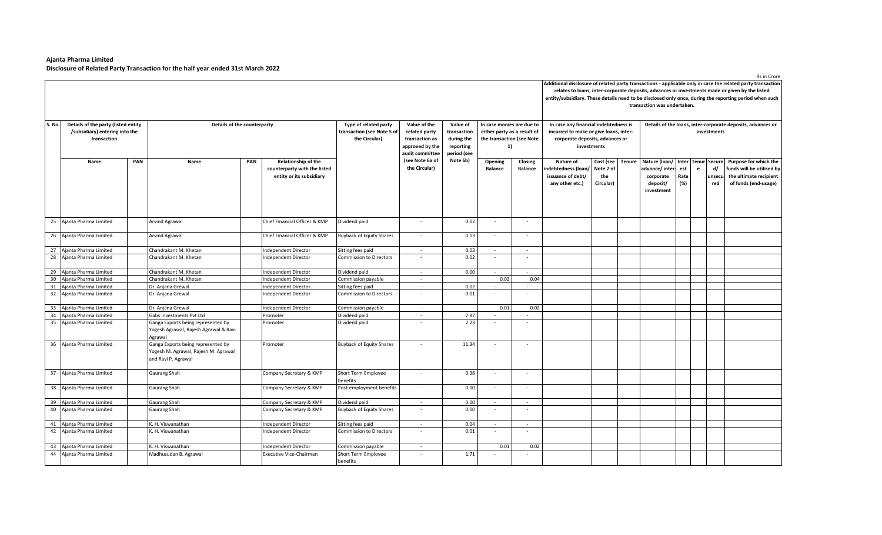**Ajanta Pharma Limited**
**Disclosure of Related Party Transaction for the half year ended 31st March 2022**

Rs in Crore

| S. No. | Details of the party (listed entity /(subsidiary) entering into the transaction | | Details of the counterparty | | | Type of related party transaction (see Note 5 of the Circular) | Value of the related party transaction as approved by the audit committee (see Note 6a of the Circular) | Value of transaction during the reporting period (see Note 6b) | In case monies are due to either party as a result of the transaction (see Note 1) | | Additional disclosure of related party transactions - applicable only in case the related party transaction relates to loans, inter-corporate deposits, advances or investments made or given by the listed entity/subsidiary. These details need to be disclosed only once, during the reporting period when such transaction was undertaken. In case any financial indebtedness is incurred to make or give loans, inter-corporate deposits, advances or investments | | | Details of the loans, inter-corporate deposits, advances or investments | | | | |
|---|---|---|---|---|---|---|---|---|---|---|---|---|---|---|---|---|---|---|
| | Name | PAN | Name | PAN | Relationship of the counterparty with the listed entity or its subsidiary | | | | Opening Balance | Closing Balance | Nature of indebtedness (loan/ issuance of debt/ any other etc.) | Cost (see Note 7 of the Circular) | Tenure | Nature (loan/ advance/ inter-corporate deposit/ investment | Interest Rate (%) | Tenure | Secured/ unsecured | Purpose for which the funds will be utilised by the ultimate recipient of funds (end-usage) |
| 25 | Ajanta Pharma Limited | | Arvind Agrawal | | Chief Financial Officer & KMP | Dividend paid | - | 0.02 | - | - | | | | | | | | |
| 26 | Ajanta Pharma Limited | | Arvind Agrawal | | Chief Financial Officer & KMP | Buyback of Equity Shares | - | 0.13 | - | - | | | | | | | | |
| 27 | Ajanta Pharma Limited | | Chandrakant M. Khetan | | Independent Director | Sitting fees paid | - | 0.03 | - | - | | | | | | | | |
| 28 | Ajanta Pharma Limited | | Chandrakant M. Khetan | | Independent Director | Commission to Directors | - | 0.02 | - | - | | | | | | | | |
| 29 | Ajanta Pharma Limited | | Chandrakant M. Khetan | | Independent Director | Dividend paid | - | 0.00 | - | - | | | | | | | | |
| 30 | Ajanta Pharma Limited | | Chandrakant M. Khetan | | Independent Director | Commission payable | - | | 0.02 | 0.04 | | | | | | | | |
| 31 | Ajanta Pharma Limited | | Dr. Anjana Grewal | | Independent Director | Sitting fees paid | - | 0.02 | - | - | | | | | | | | |
| 32 | Ajanta Pharma Limited | | Dr. Anjana Grewal | | Independent Director | Commission to Directors | - | 0.01 | - | - | | | | | | | | |
| 33 | Ajanta Pharma Limited | | Dr. Anjana Grewal | | Independent Director | Commission payable | - | | 0.01 | 0.02 | | | | | | | | |
| 34 | Ajanta Pharma Limited | | Gabs Investments Pvt Ltd | | Promoter | Dividend paid | - | 7.97 | - | - | | | | | | | | |
| 35 | Ajanta Pharma Limited | | Ganga Exports being represented by Yogesh Agrawal, Rajesh Agrawal & Ravi Agrawal | | Promoter | Dividend paid | - | 2.23 | - | - | | | | | | | | |
| 36 | Ajanta Pharma Limited | | Ganga Exports being represented by Yogesh M. Agrawal, Rajesh M. Agrawal and Ravi P. Agrawal | | Promoter | Buyback of Equity Shares | - | 11.34 | - | - | | | | | | | | |
| 37 | Ajanta Pharma Limited | | Gaurang Shah | | Company Secretary & KMP | Short Term Employee benefits | - | 0.38 | - | - | | | | | | | | |
| 38 | Ajanta Pharma Limited | | Gaurang Shah | | Company Secretary & KMP | Post-employment benefits | - | 0.00 | - | - | | | | | | | | |
| 39 | Ajanta Pharma Limited | | Gaurang Shah | | Company Secretary & KMP | Dividend paid | - | 0.00 | - | - | | | | | | | | |
| 40 | Ajanta Pharma Limited | | Gaurang Shah | | Company Secretary & KMP | Buyback of Equity Shares | - | 0.00 | - | - | | | | | | | | |
| 41 | Ajanta Pharma Limited | | K. H. Viswanathan | | Independent Director | Sitting fees paid | - | 0.04 | - | - | | | | | | | | |
| 42 | Ajanta Pharma Limited | | K. H. Viswanathan | | Independent Director | Commission to Directors | - | 0.01 | - | - | | | | | | | | |
| 43 | Ajanta Pharma Limited | | K. H. Viswanathan | | Independent Director | Commission payable | - | | 0.01 | 0.02 | | | | | | | | |
| 44 | Ajanta Pharma Limited | | Madhusudan B. Agrawal | | Executive Vice-Chairman | Short Term Employee benefits | - | 1.71 | - | - | | | | | | | | |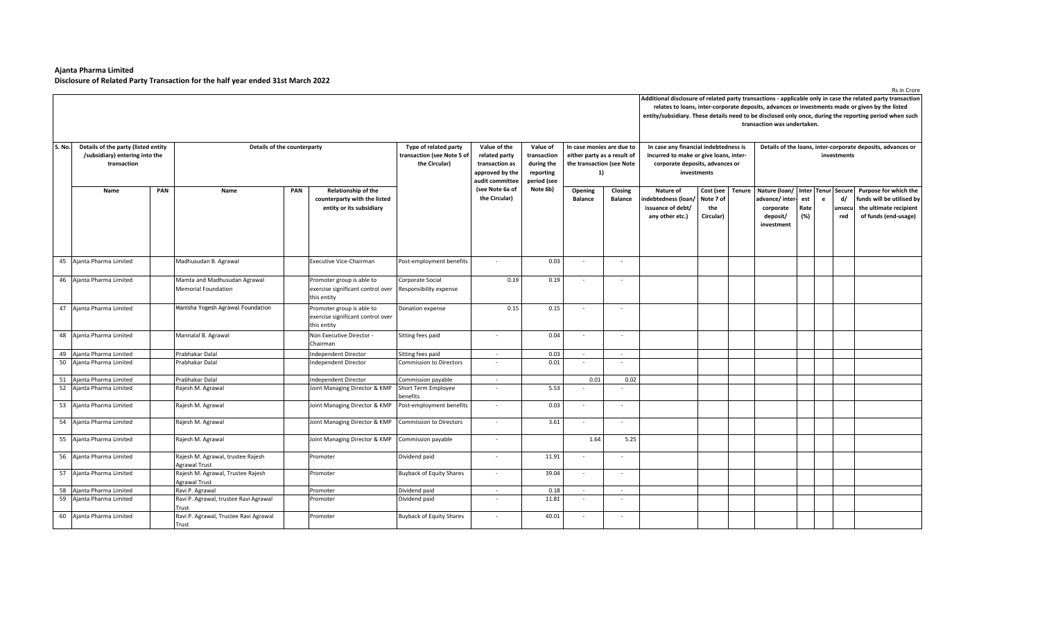**Ajanta Pharma Limited**
**Disclosure of Related Party Transaction for the half year ended 31st March 2022**

Rs in Crore

| S. No. | Details of the party (listed entity /(subsidiary) entering into the transaction | | Details of the counterparty | | | Type of related party transaction (see Note 5 of the Circular) | Value of the related party transaction as approved by the audit committee (see Note 6a of the Circular) | Value of transaction during the reporting period (see Note 6b) | In case monies are due to either party as a result of the transaction (see Note 1) | | Additional disclosure of related party transactions - applicable only in case the related party transaction relates to loans, inter-corporate deposits, advances or investments made or given by the listed entity/subsidiary. These details need to be disclosed only once, during the reporting period when such transaction was undertaken. In case any financial indebtedness is incurred to make or give loans, inter-corporate deposits, advances or investments | | | Details of the loans, inter-corporate deposits, advances or investments | | | | |
|---|---|---|---|---|---|---|---|---|---|---|---|---|---|---|---|---|---|---|
| | Name | PAN | Name | PAN | Relationship of the counterparty with the listed entity or its subsidiary | | | | Opening Balance | Closing Balance | Nature of indebtedness (loan/ issuance of debt/ any other etc.) | Cost (see Note 7 of the Circular) | Tenure | Nature (loan/ advance/ inter-corporate deposit/ investment | Interest Rate (%) | Tenure | Secured/ unsecured | Purpose for which the funds will be utilised by the ultimate recipient of funds (end-usage) |
| 45 | Ajanta Pharma Limited | | Madhusudan B. Agrawal | | Executive Vice-Chairman | Post-employment benefits | - | 0.03 | - | - | | | | | | | | |
| 46 | Ajanta Pharma Limited | | Mamta and Madhusudan Agrawal Memorial Foundation | | Promoter group is able to exercise significant control over this entity | Corporate Social Responsibility expense | 0.19 | 0.19 | - | - | | | | | | | | |
| 47 | Ajanta Pharma Limited | | Manisha Yogesh Agrawal Foundation | | Promoter group is able to exercise significant control over this entity | Donation expense | 0.15 | 0.15 | - | - | | | | | | | | |
| 48 | Ajanta Pharma Limited | | Mannalal B. Agrawal | | Non Executive Director - Chairman | Sitting fees paid | - | 0.04 | - | - | | | | | | | | |
| 49 | Ajanta Pharma Limited | | Prabhakar Dalal | | Independent Director | Sitting fees paid | - | 0.03 | - | - | | | | | | | | |
| 50 | Ajanta Pharma Limited | | Prabhakar Dalal | | Independent Director | Commission to Directors | - | 0.01 | - | - | | | | | | | | |
| 51 | Ajanta Pharma Limited | | Prabhakar Dalal | | Independent Director | Commission payable | - | | 0.01 | 0.02 | | | | | | | | |
| 52 | Ajanta Pharma Limited | | Rajesh M. Agrawal | | Joint Managing Director & KMP | Short Term Employee benefits | - | 5.53 | - | - | | | | | | | | |
| 53 | Ajanta Pharma Limited | | Rajesh M. Agrawal | | Joint Managing Director & KMP | Post-employment benefits | - | 0.03 | - | - | | | | | | | | |
| 54 | Ajanta Pharma Limited | | Rajesh M. Agrawal | | Joint Managing Director & KMP | Commission to Directors | - | 3.61 | - | - | | | | | | | | |
| 55 | Ajanta Pharma Limited | | Rajesh M. Agrawal | | Joint Managing Director & KMP | Commission payable | - | | 1.64 | 5.25 | | | | | | | | |
| 56 | Ajanta Pharma Limited | | Rajesh M. Agrawal, trustee Rajesh Agrawal Trust | | Promoter | Dividend paid | - | 11.91 | - | - | | | | | | | | |
| 57 | Ajanta Pharma Limited | | Rajesh M. Agrawal, Trustee Rajesh Agrawal Trust | | Promoter | Buyback of Equity Shares | - | 39.04 | - | - | | | | | | | | |
| 58 | Ajanta Pharma Limited | | Ravi P. Agrawal | | Promoter | Dividend paid | - | 0.18 | - | - | | | | | | | | |
| 59 | Ajanta Pharma Limited | | Ravi P. Agrawal, trustee Ravi Agrawal Trust | | Promoter | Dividend paid | - | 11.81 | - | - | | | | | | | | |
| 60 | Ajanta Pharma Limited | | Ravi P. Agrawal, Trustee Ravi Agrawal Trust | | Promoter | Buyback of Equity Shares | - | 40.01 | - | - | | | | | | | | |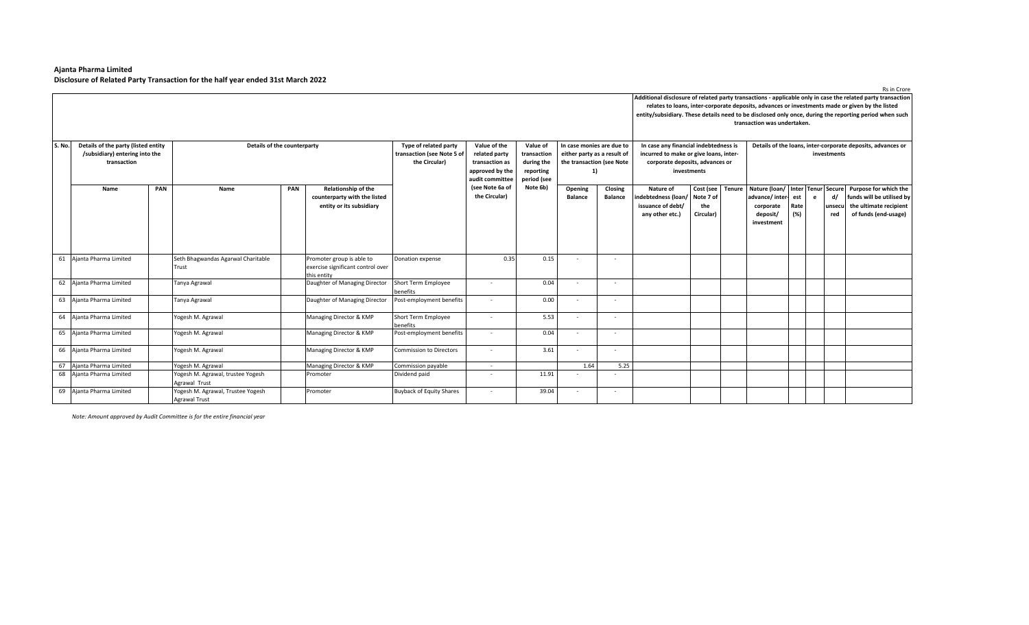**Ajanta Pharma Limited**
**Disclosure of Related Party Transaction for the half year ended 31st March 2022**

Rs in Crore

| S. No. | Details of the party (listed entity /(subsidiary) entering into the transaction | | Details of the counterparty | | | Type of related party transaction (see Note 5 of the Circular) | Value of the related party transaction as approved by the audit committee (see Note 6a of the Circular) | Value of transaction during the reporting period (see Note 6b) | In case monies are due to either party as a result of the transaction (see Note 1) | | Additional disclosure of related party transactions - applicable only in case the related party transaction relates to loans, inter-corporate deposits, advances or investments made or given by the listed entity/subsidiary. These details need to be disclosed only once, during the reporting period when such transaction was undertaken. In case any financial indebtedness is incurred to make or give loans, inter-corporate deposits, advances or investments | | | Details of the loans, inter-corporate deposits, advances or investments | | | | |
|---|---|---|---|---|---|---|---|---|---|---|---|---|---|---|---|---|---|---|
| | Name | PAN | Name | PAN | Relationship of the counterparty with the listed entity or its subsidiary | | | | Opening Balance | Closing Balance | Nature of indebtedness (loan/ issuance of debt/ any other etc.) | Cost (see Note 7 of the Circular) | Tenure | Nature (loan/ advance/ inter-corporate deposit/ investment | Interest Rate (%) | Tenure | Secured/ unsecured | Purpose for which the funds will be utilised by the ultimate recipient of funds (end-usage) |
| 61 | Ajanta Pharma Limited | | Seth Bhagwandas Agarwal Charitable Trust | | Promoter group is able to exercise significant control over this entity | Donation expense | 0.35 | 0.15 | - | - | | | | | | | | |
| 62 | Ajanta Pharma Limited | | Tanya Agrawal | | Daughter of Managing Director | Short Term Employee benefits | - | 0.04 | - | - | | | | | | | | |
| 63 | Ajanta Pharma Limited | | Tanya Agrawal | | Daughter of Managing Director | Post-employment benefits | - | 0.00 | - | - | | | | | | | | |
| 64 | Ajanta Pharma Limited | | Yogesh M. Agrawal | | Managing Director & KMP | Short Term Employee benefits | - | 5.53 | - | - | | | | | | | | |
| 65 | Ajanta Pharma Limited | | Yogesh M. Agrawal | | Managing Director & KMP | Post-employment benefits | - | 0.04 | - | - | | | | | | | | |
| 66 | Ajanta Pharma Limited | | Yogesh M. Agrawal | | Managing Director & KMP | Commission to Directors | - | 3.61 | - | - | | | | | | | | |
| 67 | Ajanta Pharma Limited | | Yogesh M. Agrawal | | Managing Director & KMP | Commission payable | - | | 1.64 | 5.25 | | | | | | | | |
| 68 | Ajanta Pharma Limited | | Yogesh M. Agrawal, trustee Yogesh Agrawal Trust | | Promoter | Dividend paid | - | 11.91 | - | - | | | | | | | | |
| 69 | Ajanta Pharma Limited | | Yogesh M. Agrawal, Trustee Yogesh Agrawal Trust | | Promoter | Buyback of Equity Shares | - | 39.04 | - | - | | | | | | | | |

*Note: Amount approved by Audit Committee is for the entire financial year*